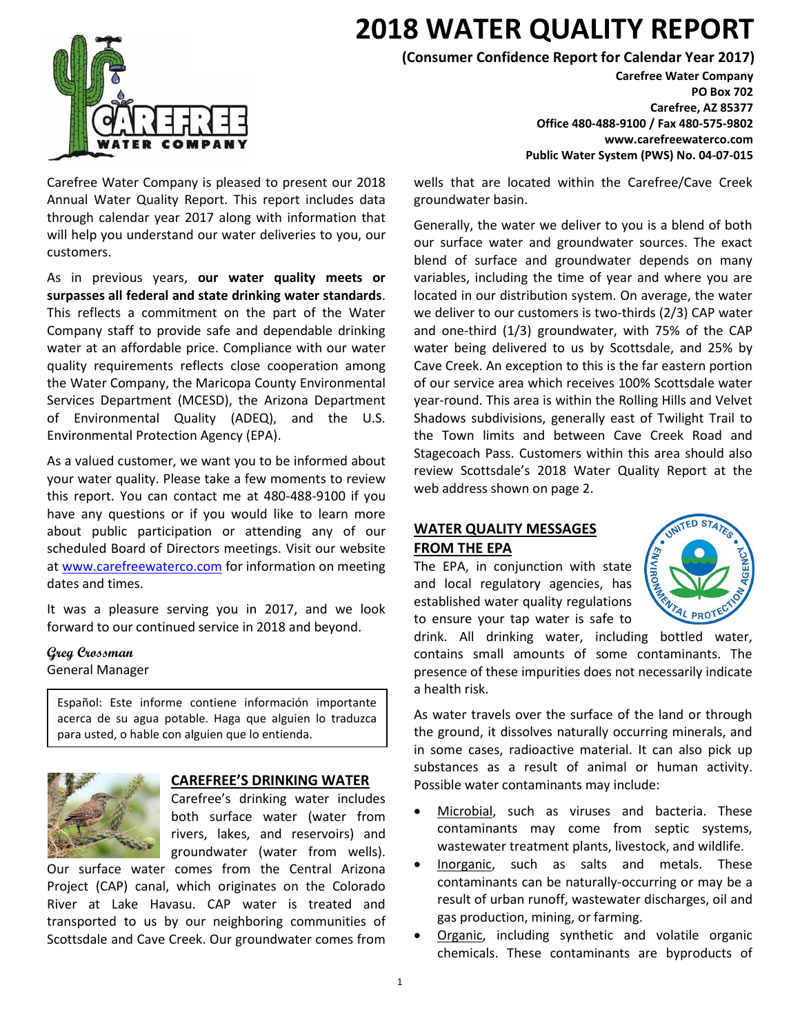# 2018 WATER QUALITY REPORT

**(Consumer Confidence Report for Calendar Year 2017)**

**Carefree Water Company**
**PO Box 702**
**Carefree, AZ 85377**
**Office 480-488-9100 / Fax 480-575-9802**
**www.carefreewaterco.com**
**Public Water System (PWS) No. 04-07-015**

Carefree Water Company is pleased to present our 2018 Annual Water Quality Report. This report includes data through calendar year 2017 along with information that will help you understand our water deliveries to you, our customers.

As in previous years, **our water quality meets or surpasses all federal and state drinking water standards**. This reflects a commitment on the part of the Water Company staff to provide safe and dependable drinking water at an affordable price. Compliance with our water quality requirements reflects close cooperation among the Water Company, the Maricopa County Environmental Services Department (MCESD), the Arizona Department of Environmental Quality (ADEQ), and the U.S. Environmental Protection Agency (EPA).

As a valued customer, we want you to be informed about your water quality. Please take a few moments to review this report. You can contact me at 480-488-9100 if you have any questions or if you would like to learn more about public participation or attending any of our scheduled Board of Directors meetings. Visit our website at www.carefreewaterco.com for information on meeting dates and times.

It was a pleasure serving you in 2017, and we look forward to our continued service in 2018 and beyond.

*Greg Crossman*
General Manager

> Español: Este informe contiene información importante acerca de su agua potable. Haga que alguien lo traduzca para usted, o hable con alguien que lo entienda.

## CAREFREE'S DRINKING WATER

Carefree's drinking water includes both surface water (water from rivers, lakes, and reservoirs) and groundwater (water from wells). Our surface water comes from the Central Arizona Project (CAP) canal, which originates on the Colorado River at Lake Havasu. CAP water is treated and transported to us by our neighboring communities of Scottsdale and Cave Creek. Our groundwater comes from wells that are located within the Carefree/Cave Creek groundwater basin.

Generally, the water we deliver to you is a blend of both our surface water and groundwater sources. The exact blend of surface and groundwater depends on many variables, including the time of year and where you are located in our distribution system. On average, the water we deliver to our customers is two-thirds (2/3) CAP water and one-third (1/3) groundwater, with 75% of the CAP water being delivered to us by Scottsdale, and 25% by Cave Creek. An exception to this is the far eastern portion of our service area which receives 100% Scottsdale water year-round. This area is within the Rolling Hills and Velvet Shadows subdivisions, generally east of Twilight Trail to the Town limits and between Cave Creek Road and Stagecoach Pass. Customers within this area should also review Scottsdale's 2018 Water Quality Report at the web address shown on page 2.

## WATER QUALITY MESSAGES FROM THE EPA

The EPA, in conjunction with state and local regulatory agencies, has established water quality regulations to ensure your tap water is safe to drink. All drinking water, including bottled water, contains small amounts of some contaminants. The presence of these impurities does not necessarily indicate a health risk.

As water travels over the surface of the land or through the ground, it dissolves naturally occurring minerals, and in some cases, radioactive material. It can also pick up substances as a result of animal or human activity. Possible water contaminants may include:

- Microbial, such as viruses and bacteria. These contaminants may come from septic systems, wastewater treatment plants, livestock, and wildlife.
- Inorganic, such as salts and metals. These contaminants can be naturally-occurring or may be a result of urban runoff, wastewater discharges, oil and gas production, mining, or farming.
- Organic, including synthetic and volatile organic chemicals. These contaminants are byproducts of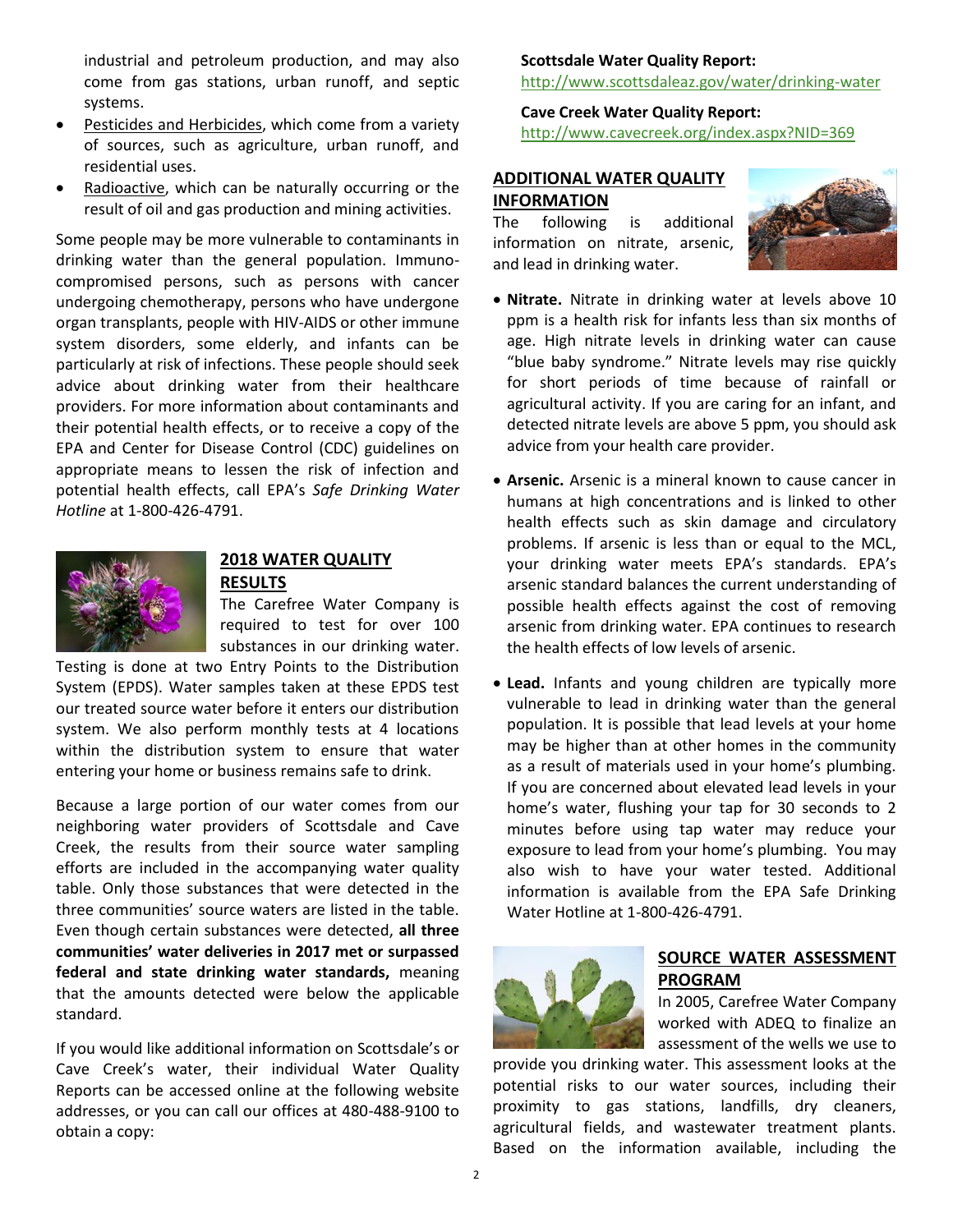industrial and petroleum production, and may also come from gas stations, urban runoff, and septic systems.

- Pesticides and Herbicides, which come from a variety of sources, such as agriculture, urban runoff, and residential uses.
- Radioactive, which can be naturally occurring or the result of oil and gas production and mining activities.

Some people may be more vulnerable to contaminants in drinking water than the general population. Immuno-compromised persons, such as persons with cancer undergoing chemotherapy, persons who have undergone organ transplants, people with HIV-AIDS or other immune system disorders, some elderly, and infants can be particularly at risk of infections. These people should seek advice about drinking water from their healthcare providers. For more information about contaminants and their potential health effects, or to receive a copy of the EPA and Center for Disease Control (CDC) guidelines on appropriate means to lessen the risk of infection and potential health effects, call EPA's *Safe Drinking Water Hotline* at 1-800-426-4791.

## 2018 WATER QUALITY RESULTS

The Carefree Water Company is required to test for over 100 substances in our drinking water. Testing is done at two Entry Points to the Distribution System (EPDS). Water samples taken at these EPDS test our treated source water before it enters our distribution system. We also perform monthly tests at 4 locations within the distribution system to ensure that water entering your home or business remains safe to drink.

Because a large portion of our water comes from our neighboring water providers of Scottsdale and Cave Creek, the results from their source water sampling efforts are included in the accompanying water quality table. Only those substances that were detected in the three communities' source waters are listed in the table. Even though certain substances were detected, **all three communities' water deliveries in 2017 met or surpassed federal and state drinking water standards,** meaning that the amounts detected were below the applicable standard.

If you would like additional information on Scottsdale's or Cave Creek's water, their individual Water Quality Reports can be accessed online at the following website addresses, or you can call our offices at 480-488-9100 to obtain a copy:

**Scottsdale Water Quality Report:**
http://www.scottsdaleaz.gov/water/drinking-water

**Cave Creek Water Quality Report:**
http://www.cavecreek.org/index.aspx?NID=369

## ADDITIONAL WATER QUALITY INFORMATION

The following is additional information on nitrate, arsenic, and lead in drinking water.

- **Nitrate.** Nitrate in drinking water at levels above 10 ppm is a health risk for infants less than six months of age. High nitrate levels in drinking water can cause "blue baby syndrome." Nitrate levels may rise quickly for short periods of time because of rainfall or agricultural activity. If you are caring for an infant, and detected nitrate levels are above 5 ppm, you should ask advice from your health care provider.

- **Arsenic.** Arsenic is a mineral known to cause cancer in humans at high concentrations and is linked to other health effects such as skin damage and circulatory problems. If arsenic is less than or equal to the MCL, your drinking water meets EPA's standards. EPA's arsenic standard balances the current understanding of possible health effects against the cost of removing arsenic from drinking water. EPA continues to research the health effects of low levels of arsenic.

- **Lead.** Infants and young children are typically more vulnerable to lead in drinking water than the general population. It is possible that lead levels at your home may be higher than at other homes in the community as a result of materials used in your home's plumbing. If you are concerned about elevated lead levels in your home's water, flushing your tap for 30 seconds to 2 minutes before using tap water may reduce your exposure to lead from your home's plumbing. You may also wish to have your water tested. Additional information is available from the EPA Safe Drinking Water Hotline at 1-800-426-4791.

## SOURCE WATER ASSESSMENT PROGRAM

In 2005, Carefree Water Company worked with ADEQ to finalize an assessment of the wells we use to provide you drinking water. This assessment looks at the potential risks to our water sources, including their proximity to gas stations, landfills, dry cleaners, agricultural fields, and wastewater treatment plants. Based on the information available, including the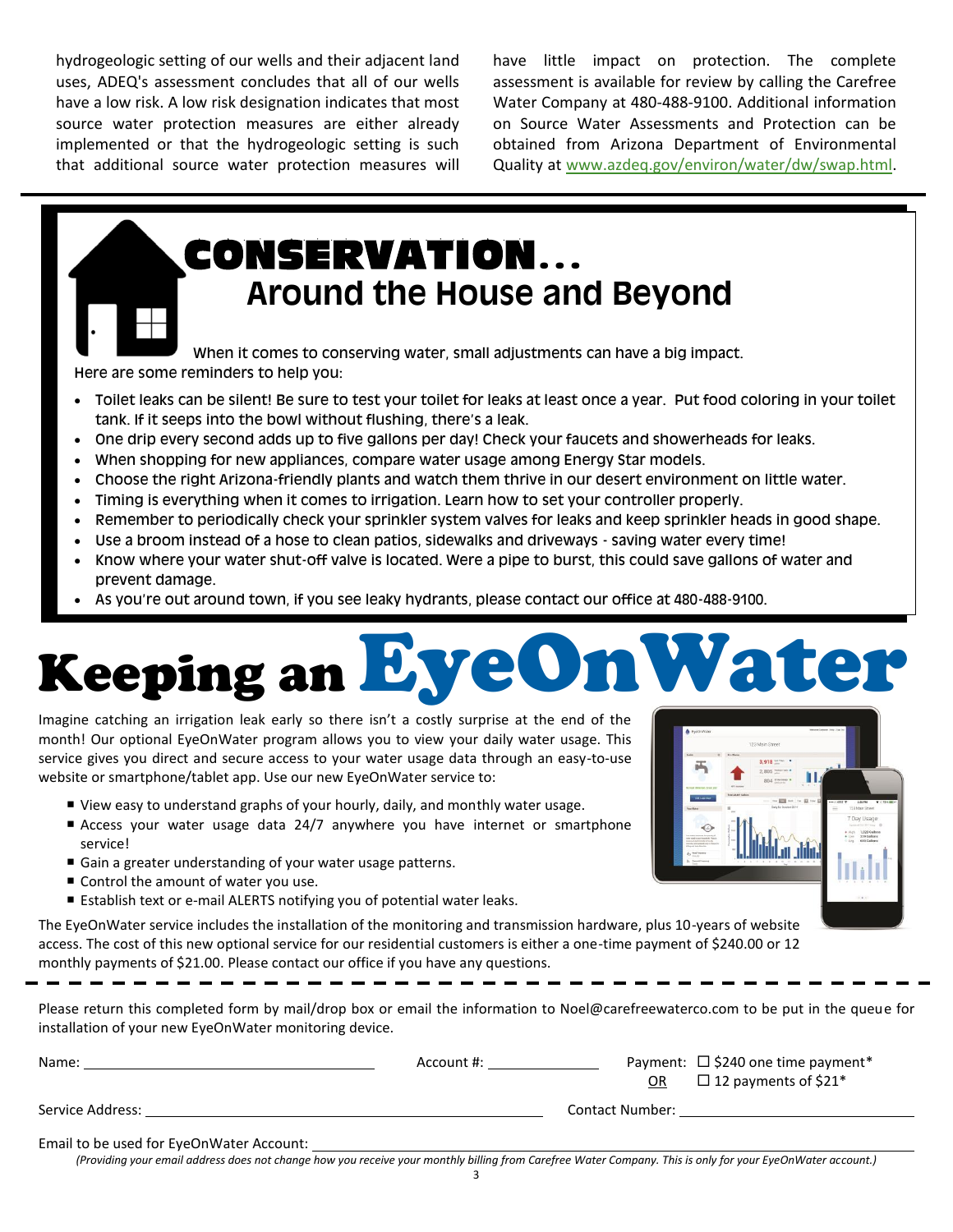hydrogeologic setting of our wells and their adjacent land uses, ADEQ's assessment concludes that all of our wells have a low risk. A low risk designation indicates that most source water protection measures are either already implemented or that the hydrogeologic setting is such that additional source water protection measures will have little impact on protection. The complete assessment is available for review by calling the Carefree Water Company at 480-488-9100. Additional information on Source Water Assessments and Protection can be obtained from Arizona Department of Environmental Quality at www.azdeq.gov/environ/water/dw/swap.html.

# CONSERVATION… Around the House and Beyond

When it comes to conserving water, small adjustments can have a big impact. Here are some reminders to help you:

- Toilet leaks can be silent! Be sure to test your toilet for leaks at least once a year. Put food coloring in your toilet tank. If it seeps into the bowl without flushing, there's a leak.
- One drip every second adds up to five gallons per day! Check your faucets and showerheads for leaks.
- When shopping for new appliances, compare water usage among Energy Star models.
- Choose the right Arizona-friendly plants and watch them thrive in our desert environment on little water.
- Timing is everything when it comes to irrigation. Learn how to set your controller properly.
- Remember to periodically check your sprinkler system valves for leaks and keep sprinkler heads in good shape.
- Use a broom instead of a hose to clean patios, sidewalks and driveways - saving water every time!
- Know where your water shut-off valve is located. Were a pipe to burst, this could save gallons of water and prevent damage.
- As you're out around town, if you see leaky hydrants, please contact our office at 480-488-9100.

# Keeping an EyeOnWater

Imagine catching an irrigation leak early so there isn't a costly surprise at the end of the month! Our optional EyeOnWater program allows you to view your daily water usage. This service gives you direct and secure access to your water usage data through an easy-to-use website or smartphone/tablet app. Use our new EyeOnWater service to:

- View easy to understand graphs of your hourly, daily, and monthly water usage.
- Access your water usage data 24/7 anywhere you have internet or smartphone service!
- Gain a greater understanding of your water usage patterns.
- Control the amount of water you use.
- Establish text or e-mail ALERTS notifying you of potential water leaks.

The EyeOnWater service includes the installation of the monitoring and transmission hardware, plus 10-years of website access. The cost of this new optional service for our residential customers is either a one-time payment of $240.00 or 12 monthly payments of $21.00. Please contact our office if you have any questions.

---

Please return this completed form by mail/drop box or email the information to Noel@carefreewaterco.com to be put in the queue for installation of your new EyeOnWater monitoring device.

Name: ______________________ Account #: ____________ Payment: ☐ $240 one time payment* OR ☐ 12 payments of $21*

Service Address: ______________________________ Contact Number: ______________________

Email to be used for EyeOnWater Account: ______________________________________________

*(Providing your email address does not change how you receive your monthly billing from Carefree Water Company. This is only for your EyeOnWater account.)*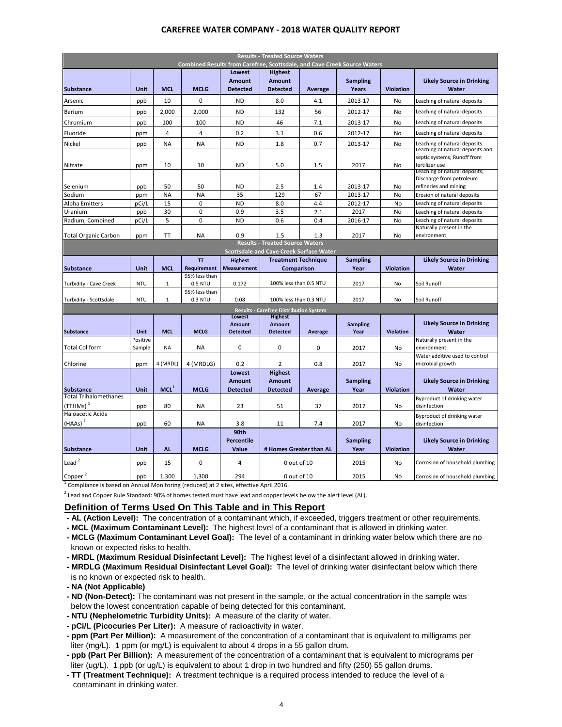# CAREFREE WATER COMPANY - 2018 WATER QUALITY REPORT

| Results - Treated Source Waters<br>Combined Results from Carefree, Scottsdale, and Cave Creek Source Waters | | | | | | | | | |
|---|---|---|---|---|---|---|---|---|---|
| Substance | Unit | MCL | MCLG | Lowest Amount Detected | Highest Amount Detected | Average | Sampling Years | Violation | Likely Source in Drinking Water |
| Arsenic | ppb | 10 | 0 | ND | 8.0 | 4.1 | 2013-17 | No | Leaching of natural deposits |
| Barium | ppb | 2,000 | 2,000 | ND | 132 | 56 | 2012-17 | No | Leaching of natural deposits |
| Chromium | ppb | 100 | 100 | ND | 46 | 7.1 | 2013-17 | No | Leaching of natural deposits |
| Fluoride | ppm | 4 | 4 | 0.2 | 3.1 | 0.6 | 2012-17 | No | Leaching of natural deposits |
| Nickel | ppb | NA | NA | ND | 1.8 | 0.7 | 2013-17 | No | Leaching of natural deposits. |
| Nitrate | ppm | 10 | 10 | ND | 5.0 | 1.5 | 2017 | No | Leaching of natural deposits and septic systems; Runoff from fertilizer use |
| Selenium | ppb | 50 | 50 | ND | 2.5 | 1.4 | 2013-17 | No | Leaching of natural deposits; Discharge from petroleum refineries and mining |
| Sodium | ppm | NA | NA | 35 | 129 | 67 | 2013-17 | No | Erosion of natural deposits |
| Alpha Emitters | pCi/L | 15 | 0 | ND | 8.0 | 4.4 | 2012-17 | No | Leaching of natural deposits |
| Uranium | ppb | 30 | 0 | 0.9 | 3.5 | 2.1 | 2017 | No | Leaching of natural deposits |
| Radium, Combined | pCi/L | 5 | 0 | ND | 0.6 | 0.4 | 2016-17 | No | Leaching of natural deposits |
| Total Organic Carbon | ppm | TT | NA | 0.9 | 1.5 | 1.3 | 2017 | No | Naturally present in the environment |

| Results - Treated Source Waters<br>Scottsdale and Cave Creek Surface Water | | | | | | | | |
|---|---|---|---|---|---|---|---|---|
| Substance | Unit | MCL | TT Requirement | Highest Measurement | Treatment Technique Comparison | Sampling Year | Violation | Likely Source in Drinking Water |
| Turbidity - Cave Creek | NTU | 1 | 95% less than 0.5 NTU | 0.172 | 100% less than 0.5 NTU | 2017 | No | Soil Runoff |
| Turbidity - Scottsdale | NTU | 1 | 95% less than 0.3 NTU | 0.08 | 100% less than 0.3 NTU | 2017 | No | Soil Runoff |

| Results - Carefree Distribution System | | | | | | | | | |
|---|---|---|---|---|---|---|---|---|---|
| Substance | Unit | MCL | MCLG | Lowest Amount Detected | Highest Amount Detected | Average | Sampling Year | Violation | Likely Source in Drinking Water |
| Total Coliform | Positive Sample | NA | NA | 0 | 0 | 0 | 2017 | No | Naturally present in the environment |
| Chlorine | ppm | 4 (MRDL) | 4 (MRDLG) | 0.2 | 2 | 0.8 | 2017 | No | Water additive used to control microbial growth |
| Substance | Unit | MCL[1] | MCLG | Lowest Amount Detected | Highest Amount Detected | Average | Sampling Year | Violation | Likely Source in Drinking Water |
| Total Trihalomethanes (TTHMs)[1] | ppb | 80 | NA | 23 | 51 | 37 | 2017 | No | Byproduct of drinking water disinfection |
| Haloacetic Acids (HAAs)[1] | ppb | 60 | NA | 3.8 | 11 | 7.4 | 2017 | No | Byproduct of drinking water disinfection |
| Substance | Unit | AL | MCLG | 90th Percentile Value | # Homes Greater than AL | | Sampling Year | Violation | Likely Source in Drinking Water |
| Lead[2] | ppb | 15 | 0 | 4 | 0 out of 10 | | 2015 | No | Corrosion of household plumbing |
| Copper[2] | ppb | 1,300 | 1,300 | 294 | 0 out of 10 | | 2015 | No | Corrosion of household plumbing |

[1] Compliance is based on Annual Monitoring (reduced) at 2 sites, effective April 2016.

[2] Lead and Copper Rule Standard: 90% of homes tested must have lead and copper levels below the alert level (AL).

## Definition of Terms Used On This Table and in This Report

- **AL (Action Level):** The concentration of a contaminant which, if exceeded, triggers treatment or other requirements.
- **MCL (Maximum Contaminant Level):** The highest level of a contaminant that is allowed in drinking water.
- **MCLG (Maximum Contaminant Level Goal):** The level of a contaminant in drinking water below which there are no known or expected risks to health.
- **MRDL (Maximum Residual Disinfectant Level):** The highest level of a disinfectant allowed in drinking water.
- **MRDLG (Maximum Residual Disinfectant Level Goal):** The level of drinking water disinfectant below which there is no known or expected risk to health.
- **NA (Not Applicable)**
- **ND (Non-Detect):** The contaminant was not present in the sample, or the actual concentration in the sample was below the lowest concentration capable of being detected for this contaminant.
- **NTU (Nephelometric Turbidity Units):** A measure of the clarity of water.
- **pCi/L (Picocuries Per Liter):** A measure of radioactivity in water.
- **ppm (Part Per Million):** A measurement of the concentration of a contaminant that is equivalent to milligrams per liter (mg/L). 1 ppm (or mg/L) is equivalent to about 4 drops in a 55 gallon drum.
- **ppb (Part Per Billion):** A measurement of the concentration of a contaminant that is equivalent to micrograms per liter (ug/L). 1 ppb (or ug/L) is equivalent to about 1 drop in two hundred and fifty (250) 55 gallon drums.
- **TT (Treatment Technique):** A treatment technique is a required process intended to reduce the level of a contaminant in drinking water.